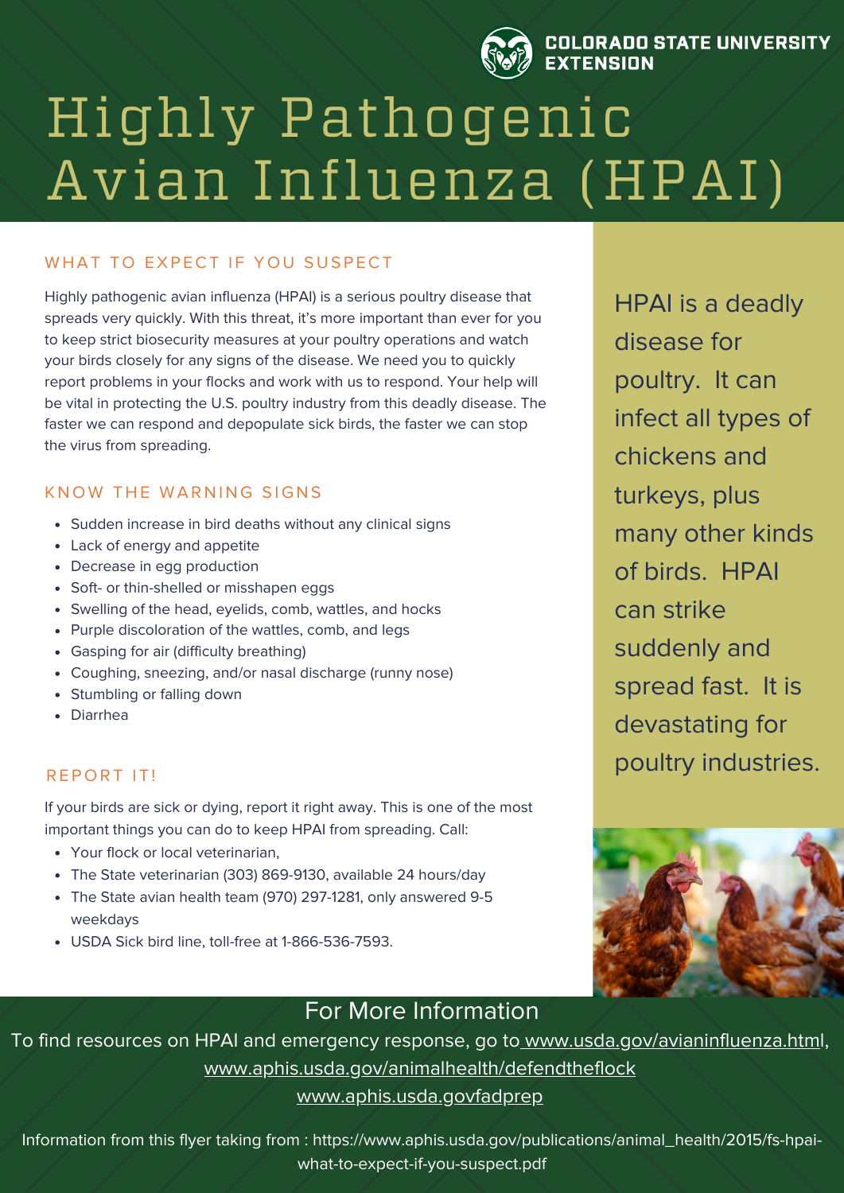COLORADO STATE UNIVERSITY EXTENSION

# Highly Pathogenic Avian Influenza (HPAI)

## WHAT TO EXPECT IF YOU SUSPECT

Highly pathogenic avian influenza (HPAI) is a serious poultry disease that spreads very quickly. With this threat, it's more important than ever for you to keep strict biosecurity measures at your poultry operations and watch your birds closely for any signs of the disease. We need you to quickly report problems in your flocks and work with us to respond. Your help will be vital in protecting the U.S. poultry industry from this deadly disease. The faster we can respond and depopulate sick birds, the faster we can stop the virus from spreading.

## KNOW THE WARNING SIGNS

- Sudden increase in bird deaths without any clinical signs
- Lack of energy and appetite
- Decrease in egg production
- Soft- or thin-shelled or misshapen eggs
- Swelling of the head, eyelids, comb, wattles, and hocks
- Purple discoloration of the wattles, comb, and legs
- Gasping for air (difficulty breathing)
- Coughing, sneezing, and/or nasal discharge (runny nose)
- Stumbling or falling down
- Diarrhea

## REPORT IT!

If your birds are sick or dying, report it right away. This is one of the most important things you can do to keep HPAI from spreading. Call:

- Your flock or local veterinarian,
- The State veterinarian (303) 869-9130, available 24 hours/day
- The State avian health team (970) 297-1281, only answered 9-5 weekdays
- USDA Sick bird line, toll-free at 1-866-536-7593.

HPAI is a deadly disease for poultry. It can infect all types of chickens and turkeys, plus many other kinds of birds. HPAI can strike suddenly and spread fast. It is devastating for poultry industries.

## For More Information

To find resources on HPAI and emergency response, go to www.usda.gov/avianinfluenza.html, www.aphis.usda.gov/animalhealth/defendtheflock www.aphis.usda.govfadprep

Information from this flyer taking from : https://www.aphis.usda.gov/publications/animal_health/2015/fs-hpai-what-to-expect-if-you-suspect.pdf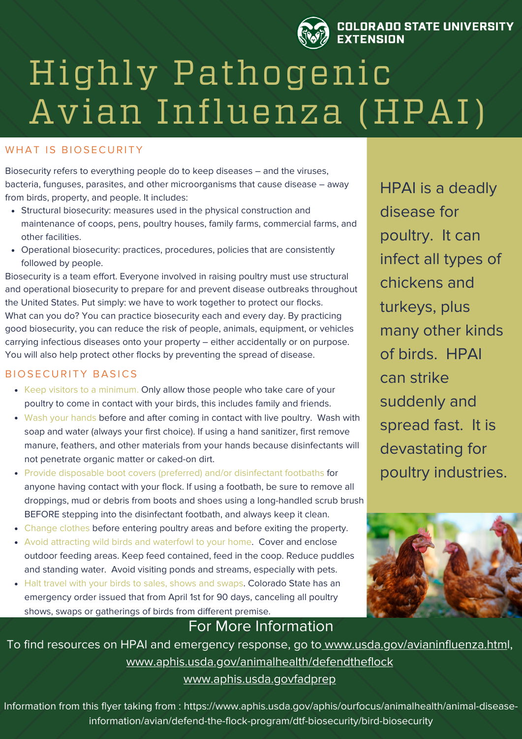COLORADO STATE UNIVERSITY EXTENSION

# Highly Pathogenic Avian Influenza (HPAI)

## WHAT IS BIOSECURITY

Biosecurity refers to everything people do to keep diseases – and the viruses, bacteria, funguses, parasites, and other microorganisms that cause disease – away from birds, property, and people. It includes:

- Structural biosecurity: measures used in the physical construction and maintenance of coops, pens, poultry houses, family farms, commercial farms, and other facilities.
- Operational biosecurity: practices, procedures, policies that are consistently followed by people.

Biosecurity is a team effort. Everyone involved in raising poultry must use structural and operational biosecurity to prepare for and prevent disease outbreaks throughout the United States. Put simply: we have to work together to protect our flocks.
What can you do? You can practice biosecurity each and every day. By practicing good biosecurity, you can reduce the risk of people, animals, equipment, or vehicles carrying infectious diseases onto your property – either accidentally or on purpose. You will also help protect other flocks by preventing the spread of disease.

HPAI is a deadly disease for poultry. It can infect all types of chickens and turkeys, plus many other kinds of birds. HPAI can strike suddenly and spread fast. It is devastating for poultry industries.

## BIOSECURITY BASICS

- Keep visitors to a minimum. Only allow those people who take care of your poultry to come in contact with your birds, this includes family and friends.
- Wash your hands before and after coming in contact with live poultry. Wash with soap and water (always your first choice). If using a hand sanitizer, first remove manure, feathers, and other materials from your hands because disinfectants will not penetrate organic matter or caked-on dirt.
- Provide disposable boot covers (preferred) and/or disinfectant footbaths for anyone having contact with your flock. If using a footbath, be sure to remove all droppings, mud or debris from boots and shoes using a long-handled scrub brush BEFORE stepping into the disinfectant footbath, and always keep it clean.
- Change clothes before entering poultry areas and before exiting the property.
- Avoid attracting wild birds and waterfowl to your home. Cover and enclose outdoor feeding areas. Keep feed contained, feed in the coop. Reduce puddles and standing water. Avoid visiting ponds and streams, especially with pets.
- Halt travel with your birds to sales, shows and swaps. Colorado State has an emergency order issued that from April 1st for 90 days, canceling all poultry shows, swaps or gatherings of birds from different premise.

## For More Information

To find resources on HPAI and emergency response, go to www.usda.gov/avianinfluenza.html, www.aphis.usda.gov/animalhealth/defendtheflock www.aphis.usda.govfadprep

Information from this flyer taking from : https://www.aphis.usda.gov/aphis/ourfocus/animalhealth/animal-disease-information/avian/defend-the-flock-program/dtf-biosecurity/bird-biosecurity